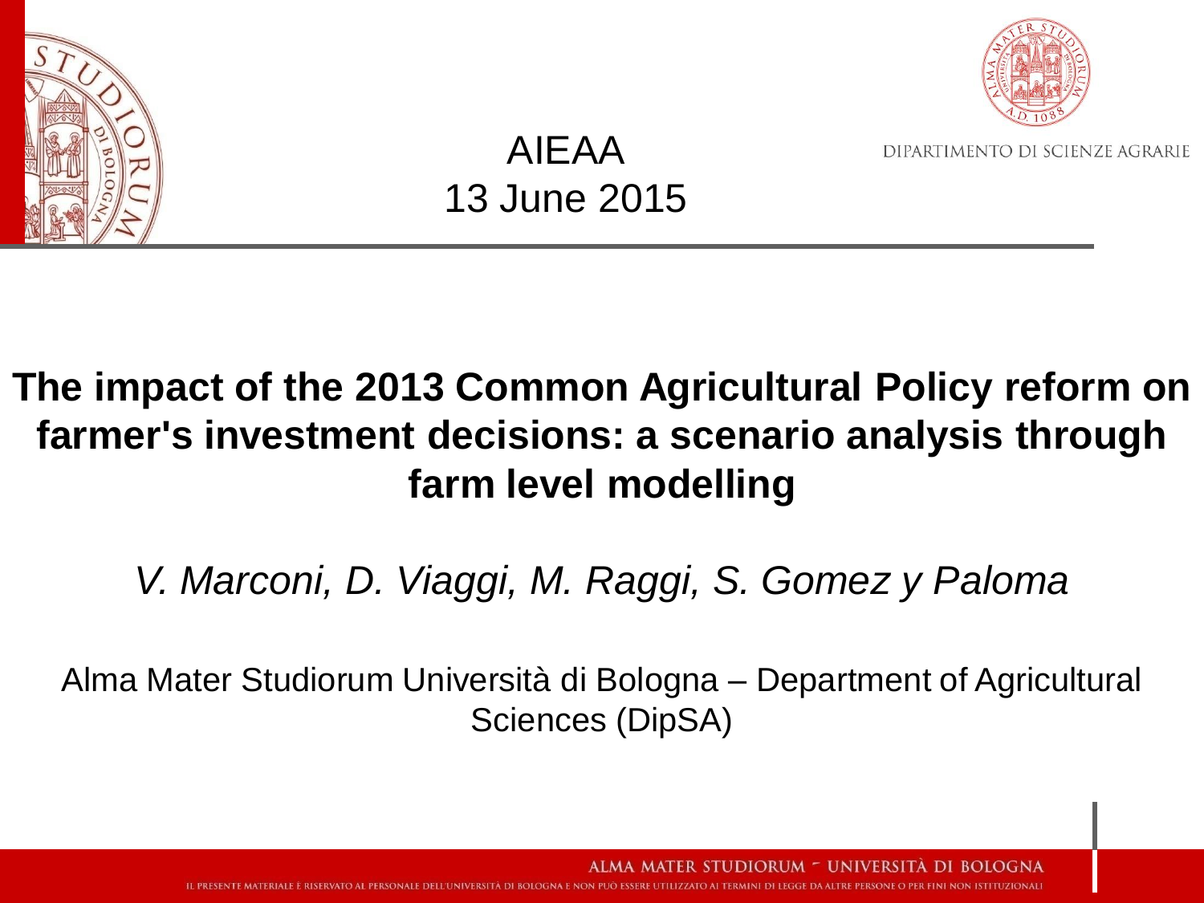AIEAA
13 June 2015

DIPARTIMENTO DI SCIENZE AGRARIE

# The impact of the 2013 Common Agricultural Policy reform on farmer's investment decisions: a scenario analysis through farm level modelling

*V. Marconi, D. Viaggi, M. Raggi, S. Gomez y Paloma*

Alma Mater Studiorum Università di Bologna – Department of Agricultural Sciences (DipSA)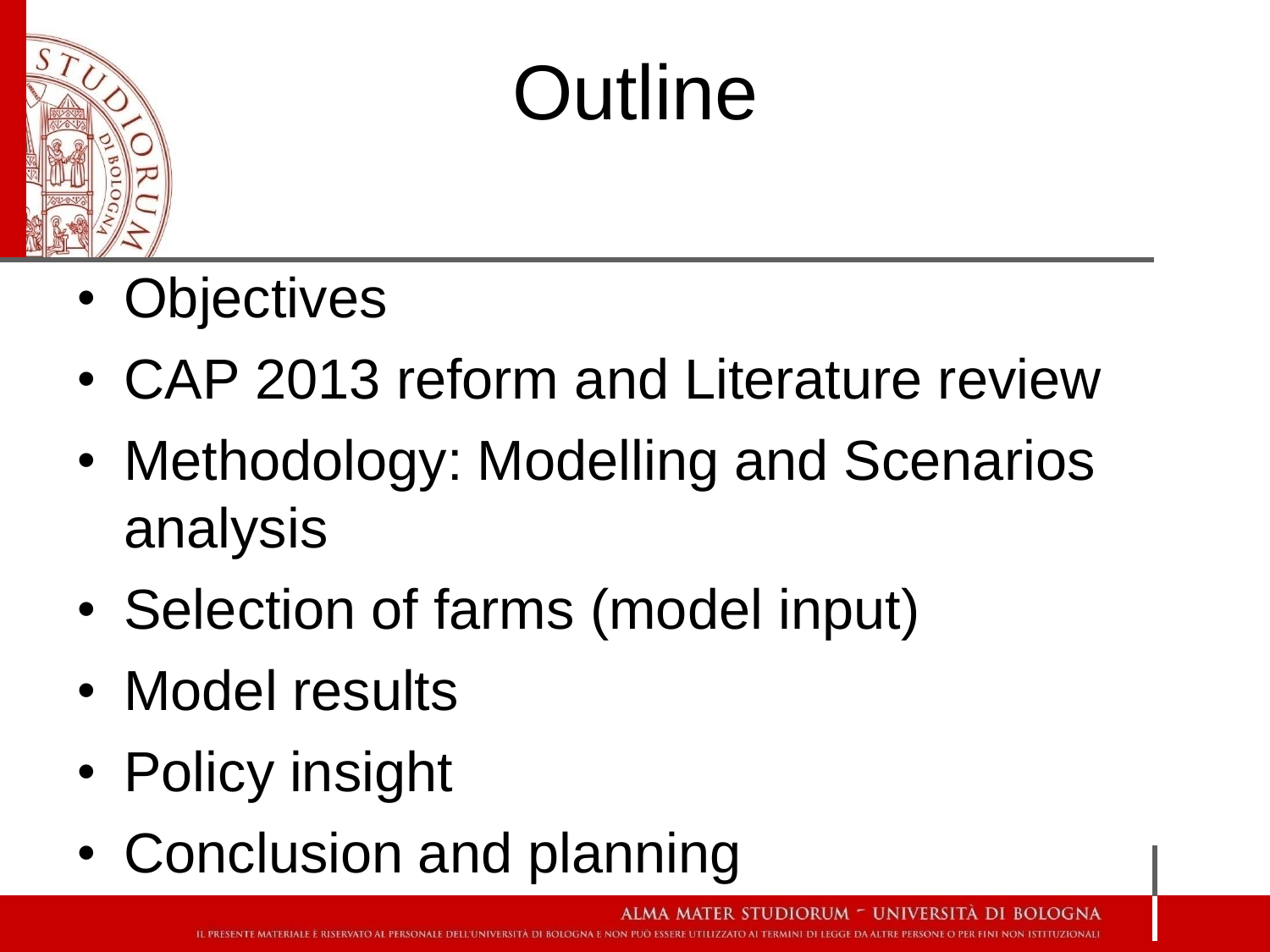# Outline

- Objectives
- CAP 2013 reform and Literature review
- Methodology: Modelling and Scenarios analysis
- Selection of farms (model input)
- Model results
- Policy insight
- Conclusion and planning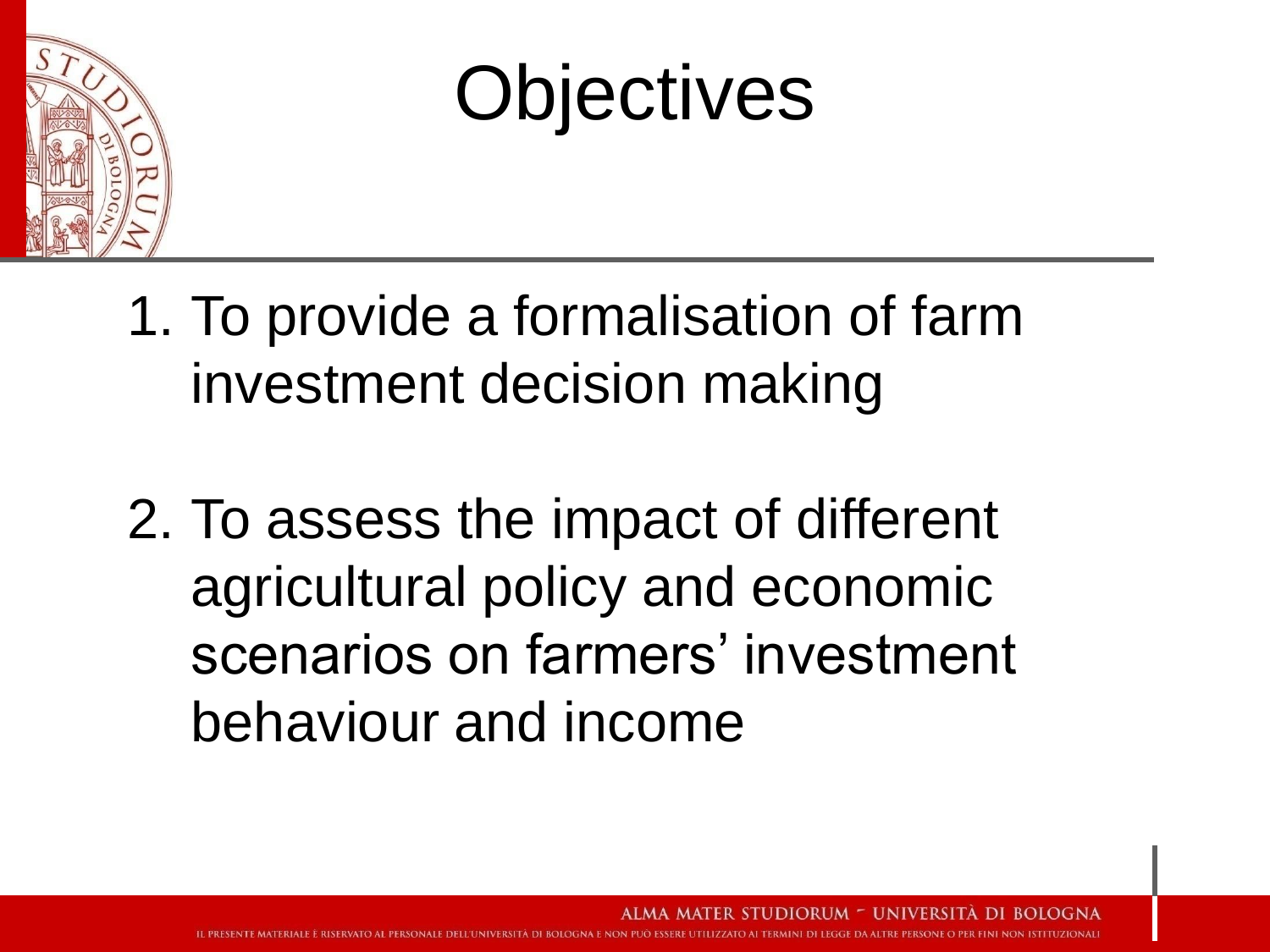# Objectives

1. To provide a formalisation of farm investment decision making

2. To assess the impact of different agricultural policy and economic scenarios on farmers' investment behaviour and income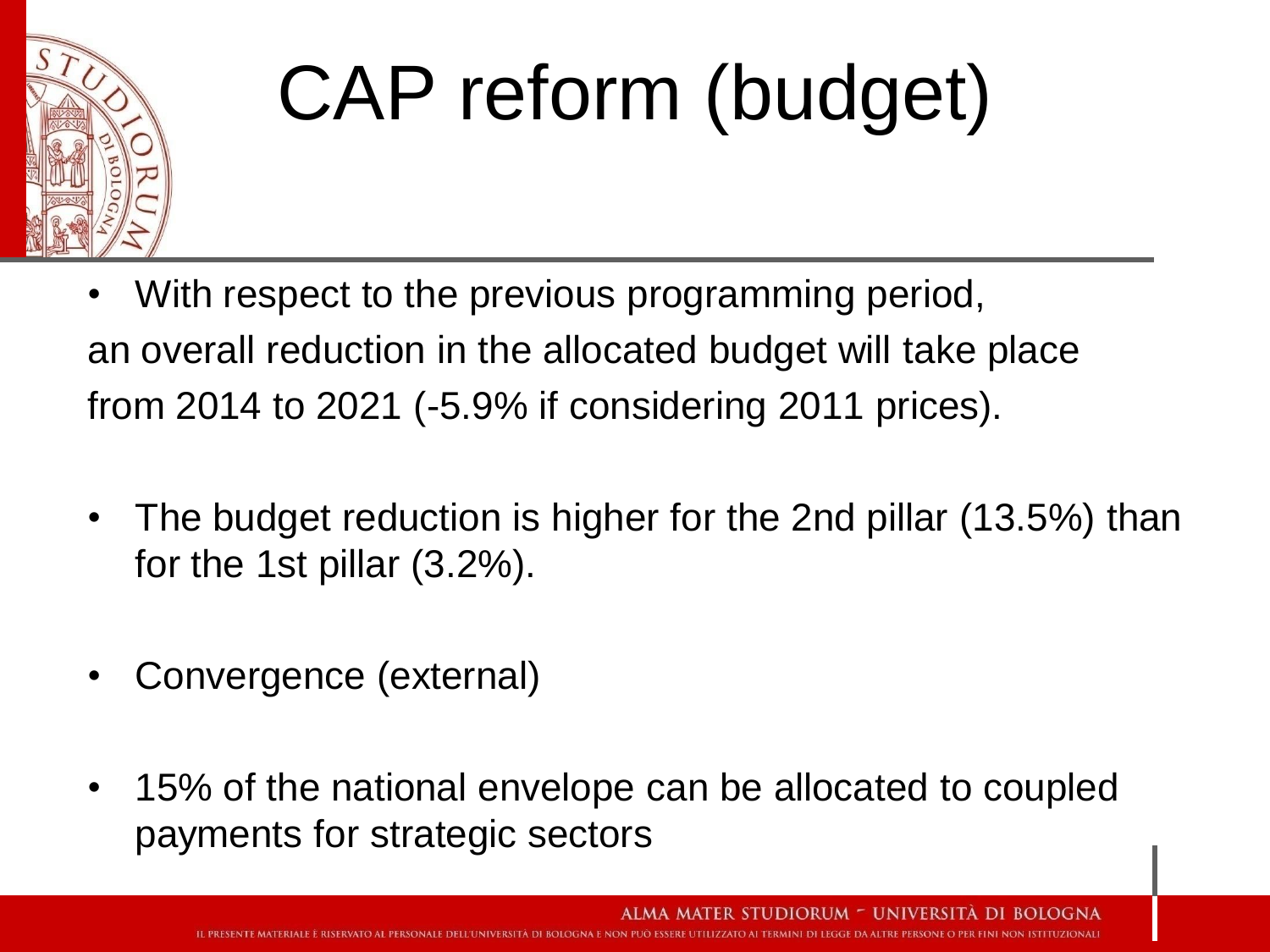# CAP reform (budget)

- With respect to the previous programming period, an overall reduction in the allocated budget will take place from 2014 to 2021 (-5.9% if considering 2011 prices).
- The budget reduction is higher for the 2nd pillar (13.5%) than for the 1st pillar (3.2%).
- Convergence (external)
- 15% of the national envelope can be allocated to coupled payments for strategic sectors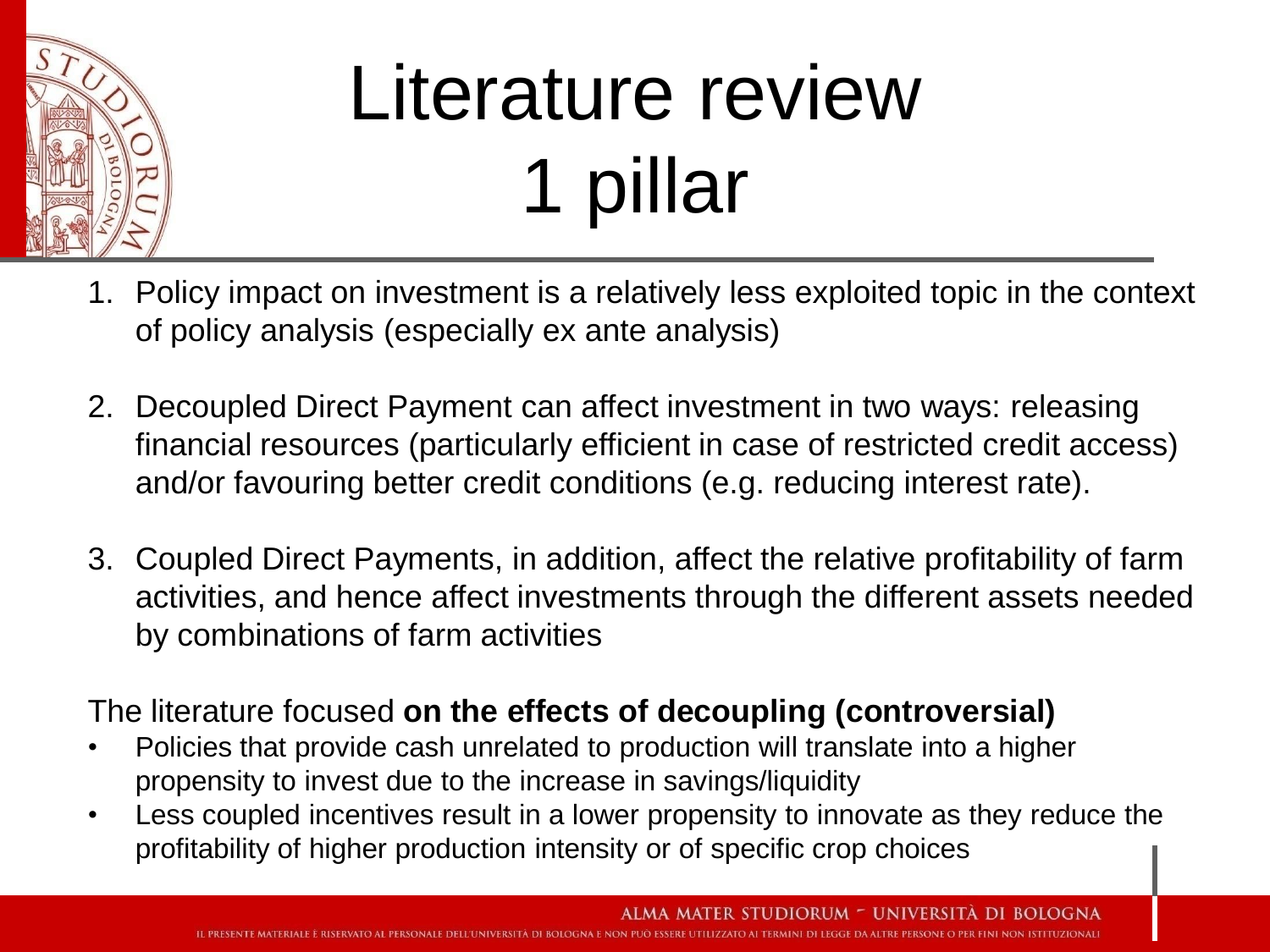# Literature review 1 pillar

1. Policy impact on investment is a relatively less exploited topic in the context of policy analysis (especially ex ante analysis)

2. Decoupled Direct Payment can affect investment in two ways: releasing financial resources (particularly efficient in case of restricted credit access) and/or favouring better credit conditions (e.g. reducing interest rate).

3. Coupled Direct Payments, in addition, affect the relative profitability of farm activities, and hence affect investments through the different assets needed by combinations of farm activities

The literature focused **on the effects of decoupling (controversial)**

- Policies that provide cash unrelated to production will translate into a higher propensity to invest due to the increase in savings/liquidity
- Less coupled incentives result in a lower propensity to innovate as they reduce the profitability of higher production intensity or of specific crop choices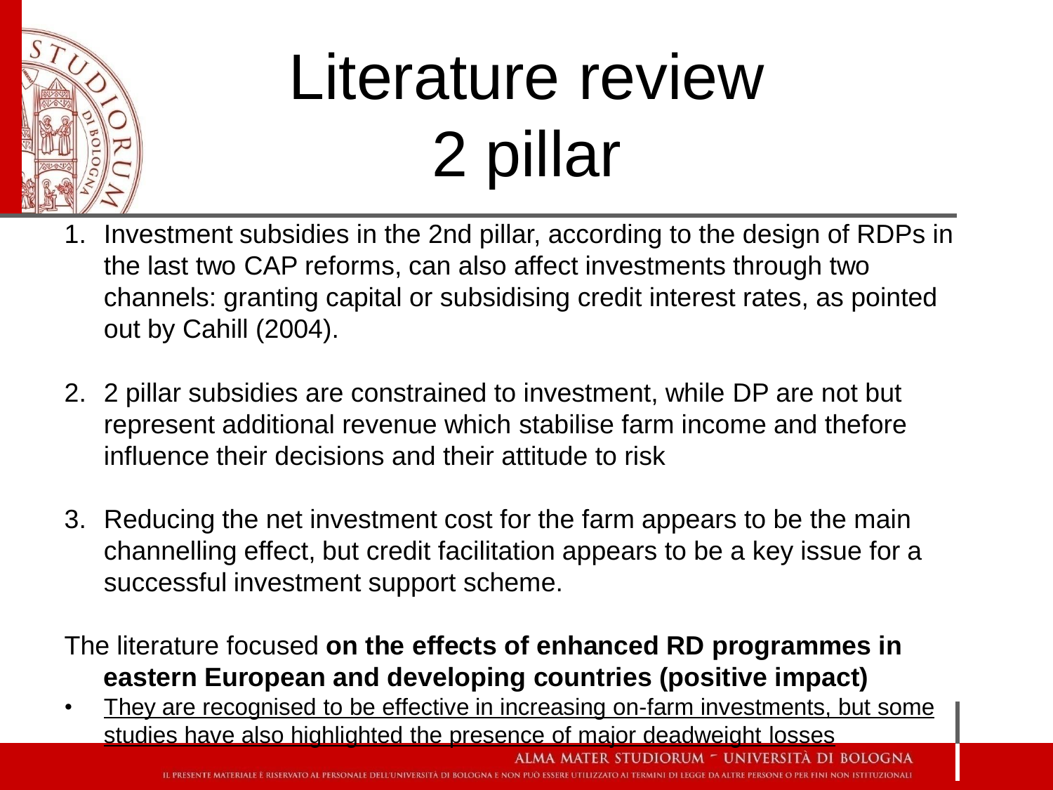# Literature review 2 pillar

1. Investment subsidies in the 2nd pillar, according to the design of RDPs in the last two CAP reforms, can also affect investments through two channels: granting capital or subsidising credit interest rates, as pointed out by Cahill (2004).

2. 2 pillar subsidies are constrained to investment, while DP are not but represent additional revenue which stabilise farm income and thefore influence their decisions and their attitude to risk

3. Reducing the net investment cost for the farm appears to be the main channelling effect, but credit facilitation appears to be a key issue for a successful investment support scheme.

The literature focused **on the effects of enhanced RD programmes in eastern European and developing countries (positive impact)**

- <u>They are recognised to be effective in increasing on-farm investments, but some studies have also highlighted the presence of major deadweight losses</u>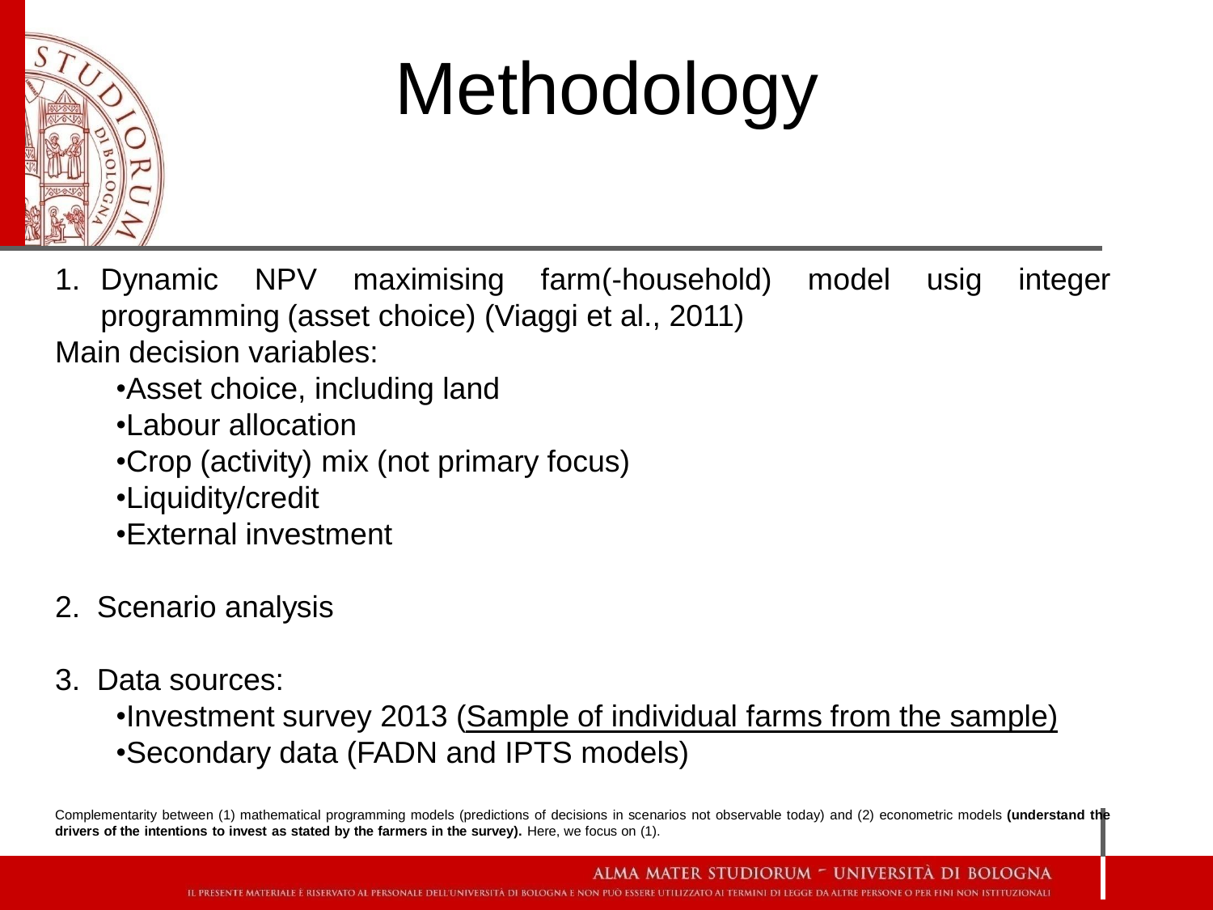# Methodology

1. Dynamic NPV maximising farm(-household) model usig integer programming (asset choice) (Viaggi et al., 2011)

Main decision variables:

- Asset choice, including land
- Labour allocation
- Crop (activity) mix (not primary focus)
- Liquidity/credit
- External investment

2. Scenario analysis

3. Data sources:
   - Investment survey 2013 (Sample of individual farms from the sample)
   - Secondary data (FADN and IPTS models)

Complementarity between (1) mathematical programming models (predictions of decisions in scenarios not observable today) and (2) econometric models **(understand the drivers of the intentions to invest as stated by the farmers in the survey).** Here, we focus on (1).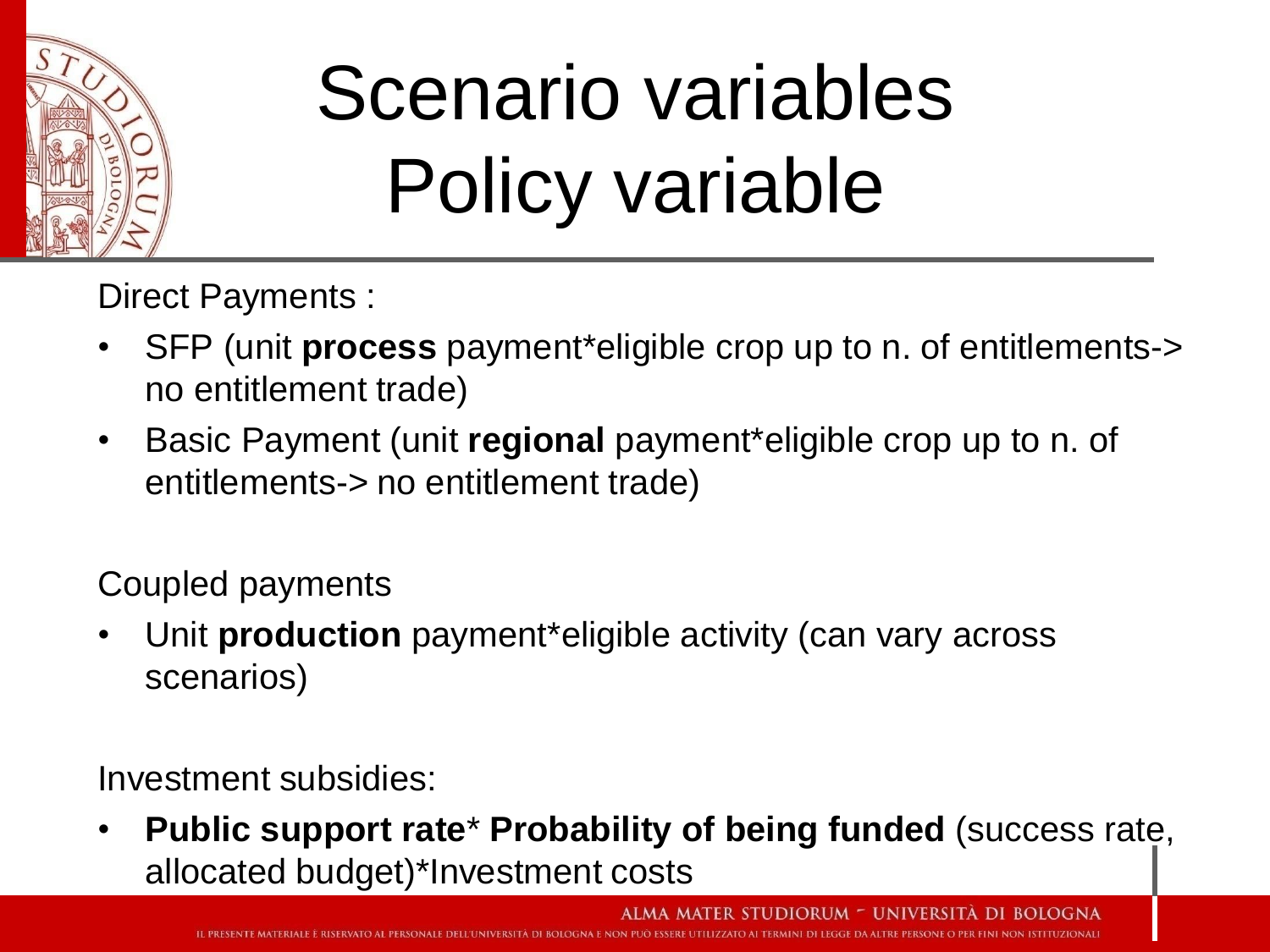# Scenario variables
# Policy variable

Direct Payments :

- SFP (unit **process** payment*eligible crop up to n. of entitlements-> no entitlement trade)
- Basic Payment (unit **regional** payment*eligible crop up to n. of entitlements-> no entitlement trade)

Coupled payments

- Unit **production** payment*eligible activity (can vary across scenarios)

Investment subsidies:

- **Public support rate*** **Probability of being funded** (success rate, allocated budget)*Investment costs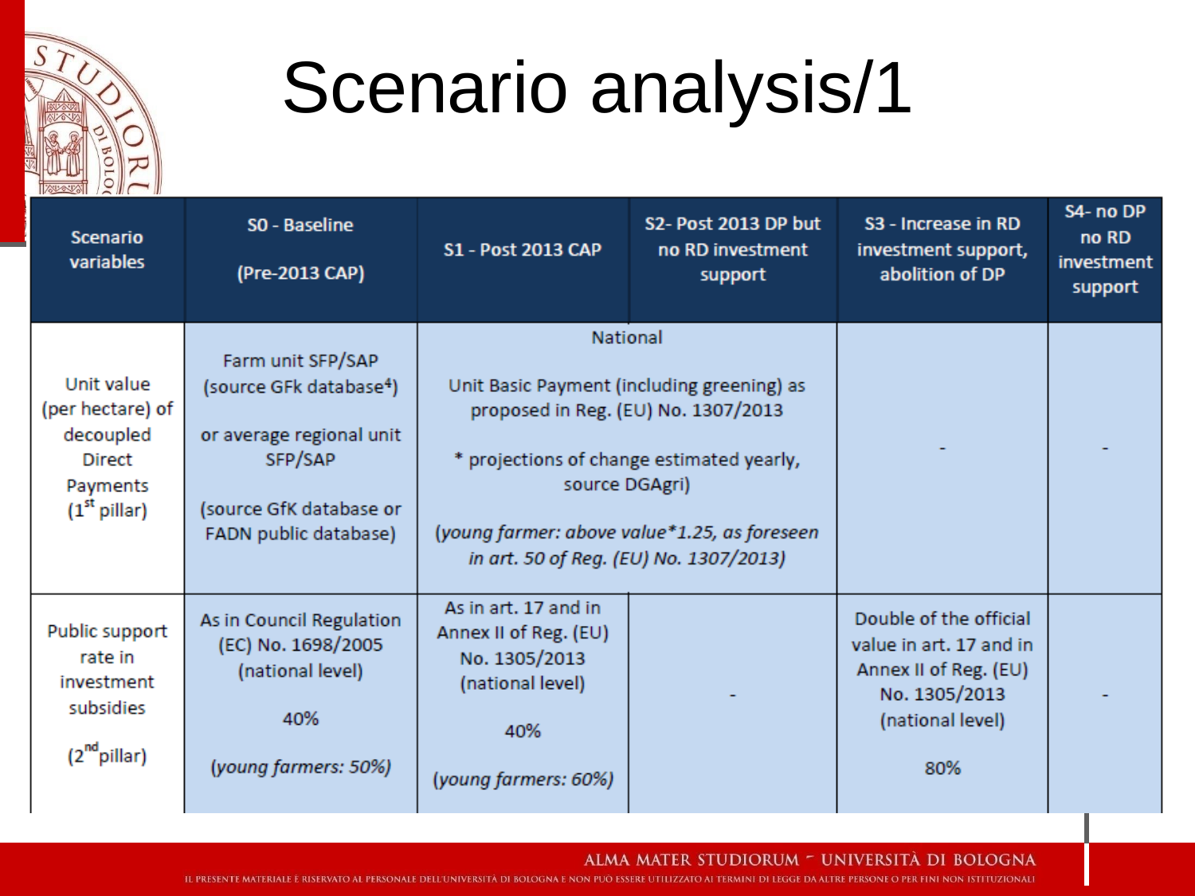# Scenario analysis/1

| Scenario variables | S0 - Baseline (Pre-2013 CAP) | S1 - Post 2013 CAP | S2- Post 2013 DP but no RD investment support | S3 - Increase in RD investment support, abolition of DP | S4- no DP no RD investment support |
|---|---|---|---|---|---|
| Unit value (per hectare) of decoupled Direct Payments (1st pillar) | Farm unit SFP/SAP (source GFk database[4]) or average regional unit SFP/SAP (source GfK database or FADN public database) | National Unit Basic Payment (including greening) as proposed in Reg. (EU) No. 1307/2013 * projections of change estimated yearly, source DGAgri) *(young farmer: above value*1.25, as foreseen in art. 50 of Reg. (EU) No. 1307/2013)* | | - | - |
| Public support rate in investment subsidies (2nd pillar) | As in Council Regulation (EC) No. 1698/2005 (national level) 40% *(young farmers: 50%)* | As in art. 17 and in Annex II of Reg. (EU) No. 1305/2013 (national level) 40% *(young farmers: 60%)* | - | Double of the official value in art. 17 and in Annex II of Reg. (EU) No. 1305/2013 (national level) 80% | - |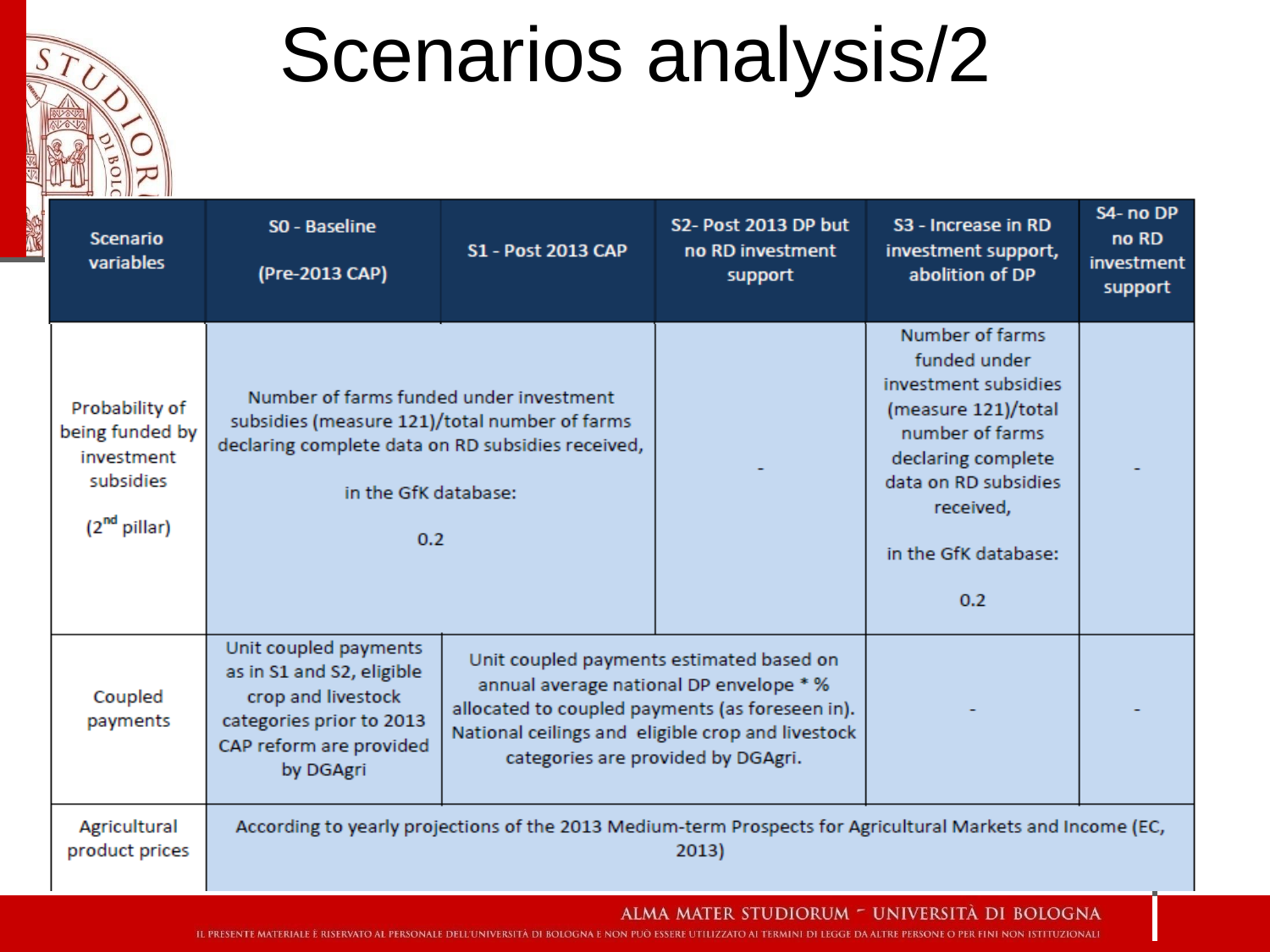# Scenarios analysis/2

| Scenario variables | S0 - Baseline (Pre-2013 CAP) | S1 - Post 2013 CAP | S2- Post 2013 DP but no RD investment support | S3 - Increase in RD investment support, abolition of DP | S4- no DP no RD investment support |
|---|---|---|---|---|---|
| Probability of being funded by investment subsidies (2nd pillar) | Number of farms funded under investment subsidies (measure 121)/total number of farms declaring complete data on RD subsidies received, in the GfK database: 0.2 | | - | Number of farms funded under investment subsidies (measure 121)/total number of farms declaring complete data on RD subsidies received, in the GfK database: 0.2 | - |
| Coupled payments | Unit coupled payments as in S1 and S2, eligible crop and livestock categories prior to 2013 CAP reform are provided by DGAgri | Unit coupled payments estimated based on annual average national DP envelope * % allocated to coupled payments (as foreseen in). National ceilings and eligible crop and livestock categories are provided by DGAgri. | | - | - |
| Agricultural product prices | According to yearly projections of the 2013 Medium-term Prospects for Agricultural Markets and Income (EC, 2013) | | | | |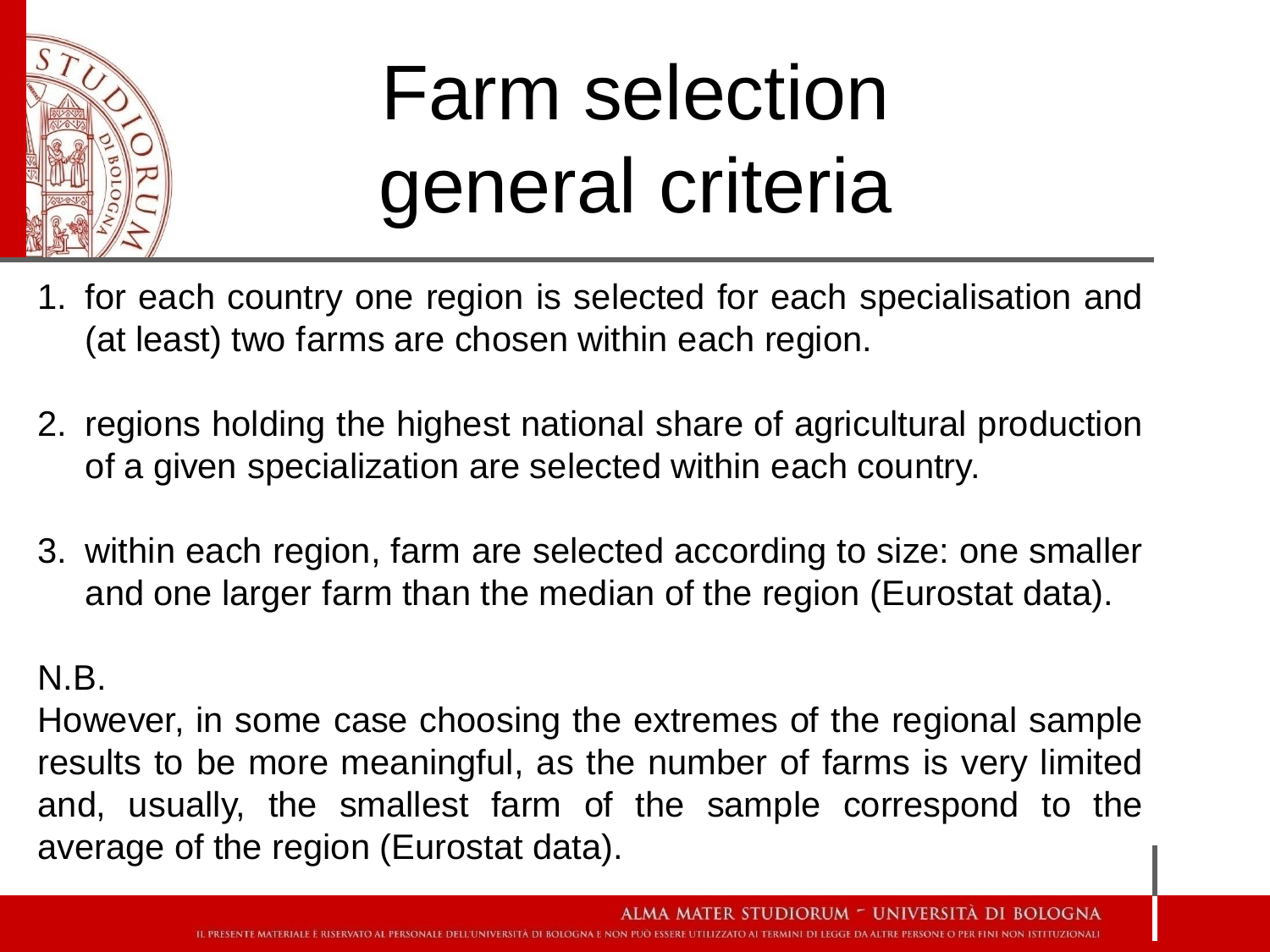# Farm selection general criteria

1. for each country one region is selected for each specialisation and (at least) two farms are chosen within each region.

2. regions holding the highest national share of agricultural production of a given specialization are selected within each country.

3. within each region, farm are selected according to size: one smaller and one larger farm than the median of the region (Eurostat data).

N.B.

However, in some case choosing the extremes of the regional sample results to be more meaningful, as the number of farms is very limited and, usually, the smallest farm of the sample correspond to the average of the region (Eurostat data).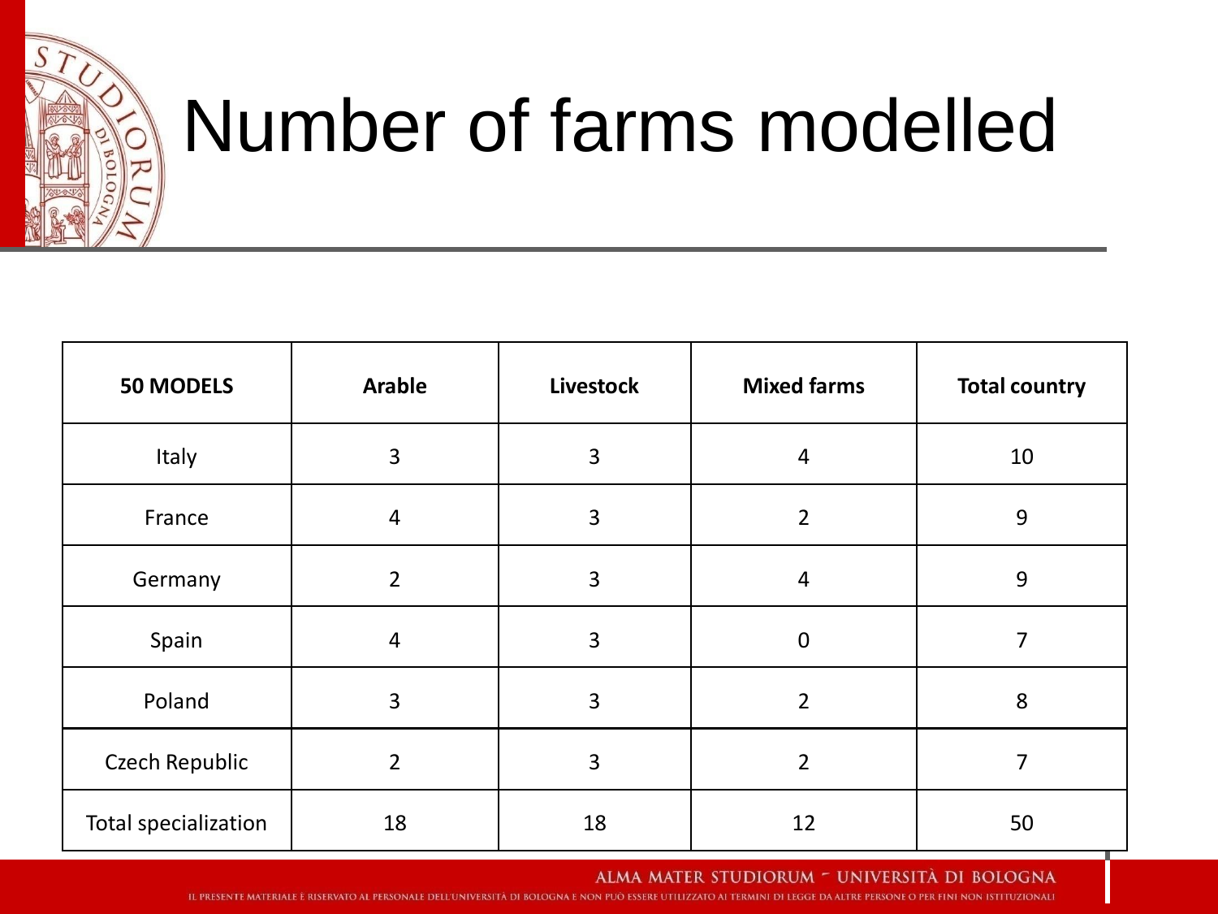# Number of farms modelled

| 50 MODELS | Arable | Livestock | Mixed farms | Total country |
|---|---|---|---|---|
| Italy | 3 | 3 | 4 | 10 |
| France | 4 | 3 | 2 | 9 |
| Germany | 2 | 3 | 4 | 9 |
| Spain | 4 | 3 | 0 | 7 |
| Poland | 3 | 3 | 2 | 8 |
| Czech Republic | 2 | 3 | 2 | 7 |
| Total specialization | 18 | 18 | 12 | 50 |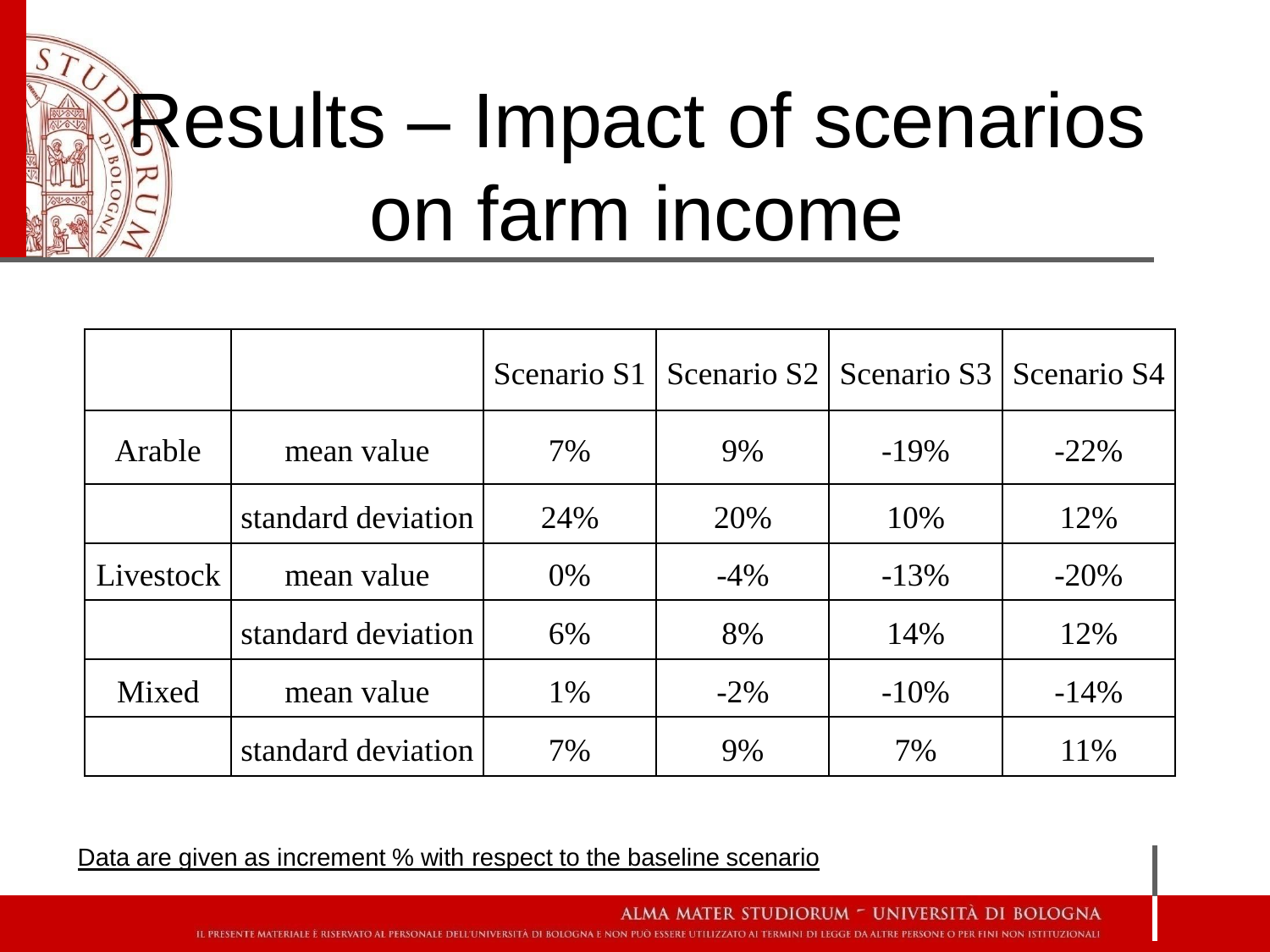# Results – Impact of scenarios on farm income

| | | Scenario S1 | Scenario S2 | Scenario S3 | Scenario S4 |
|---|---|---|---|---|---|
| Arable | mean value | 7% | 9% | -19% | -22% |
| | standard deviation | 24% | 20% | 10% | 12% |
| Livestock | mean value | 0% | -4% | -13% | -20% |
| | standard deviation | 6% | 8% | 14% | 12% |
| Mixed | mean value | 1% | -2% | -10% | -14% |
| | standard deviation | 7% | 9% | 7% | 11% |

Data are given as increment % with respect to the baseline scenario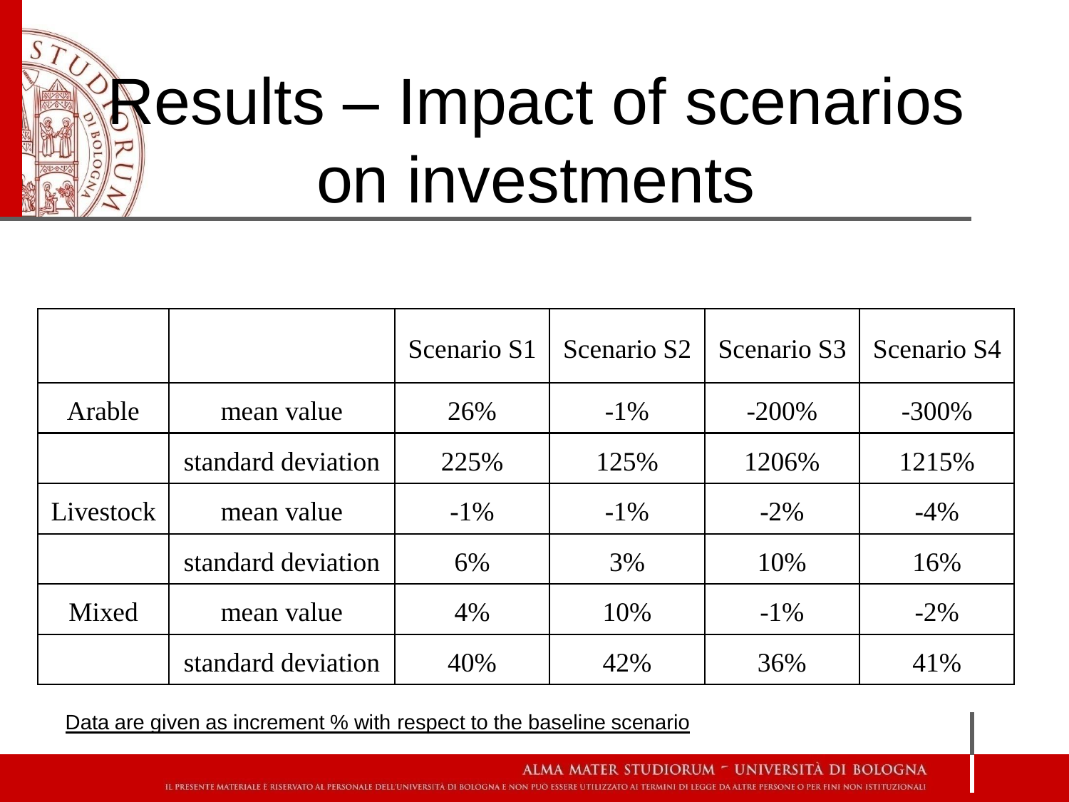# Results – Impact of scenarios on investments

| | | Scenario S1 | Scenario S2 | Scenario S3 | Scenario S4 |
|---|---|---|---|---|---|
| Arable | mean value | 26% | -1% | -200% | -300% |
| | standard deviation | 225% | 125% | 1206% | 1215% |
| Livestock | mean value | -1% | -1% | -2% | -4% |
| | standard deviation | 6% | 3% | 10% | 16% |
| Mixed | mean value | 4% | 10% | -1% | -2% |
| | standard deviation | 40% | 42% | 36% | 41% |

Data are given as increment % with respect to the baseline scenario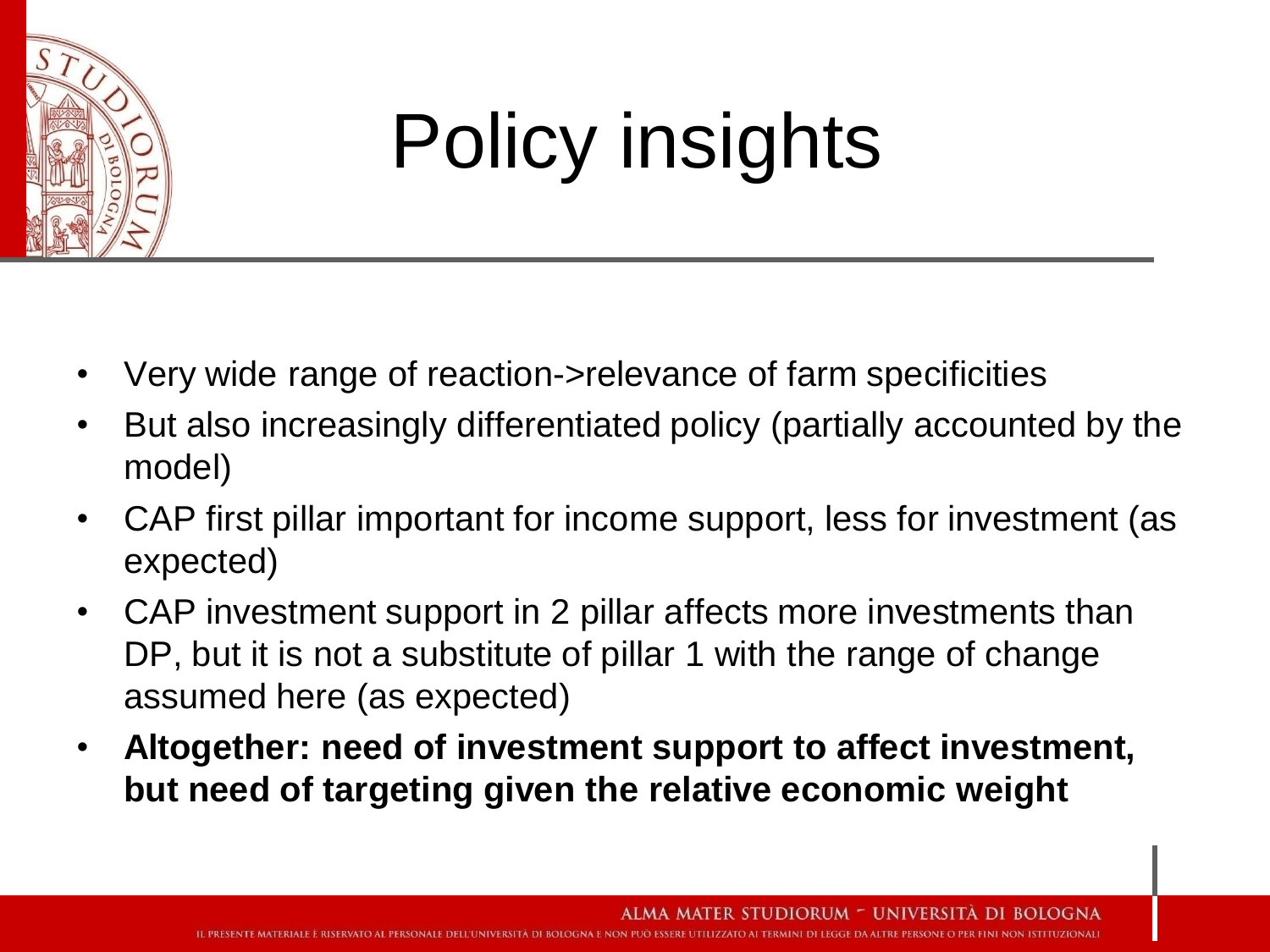# Policy insights

- Very wide range of reaction->relevance of farm specificities
- But also increasingly differentiated policy (partially accounted by the model)
- CAP first pillar important for income support, less for investment (as expected)
- CAP investment support in 2 pillar affects more investments than DP, but it is not a substitute of pillar 1 with the range of change assumed here (as expected)
- **Altogether: need of investment support to affect investment, but need of targeting given the relative economic weight**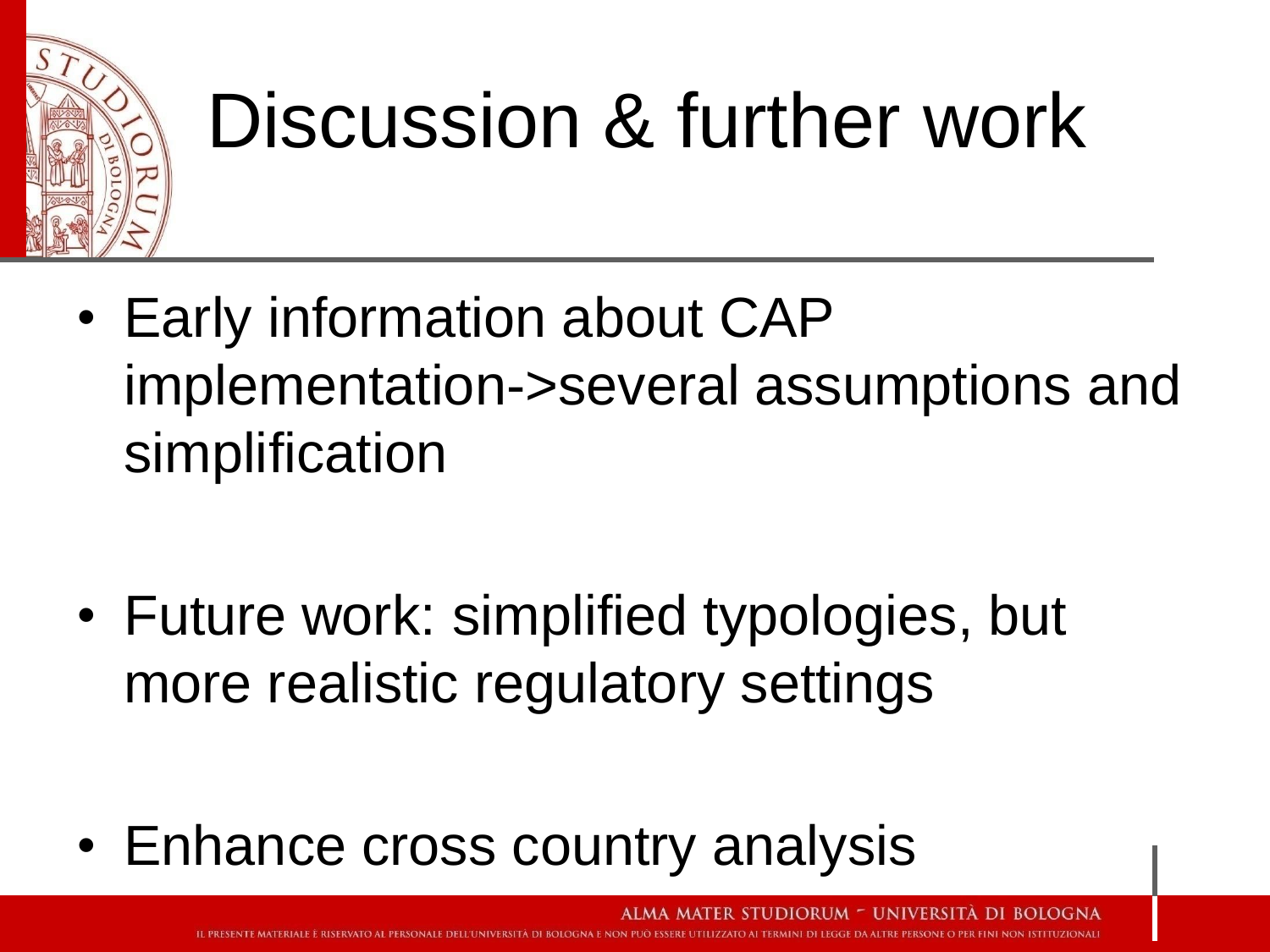# Discussion & further work

- Early information about CAP implementation->several assumptions and simplification

- Future work: simplified typologies, but more realistic regulatory settings

- Enhance cross country analysis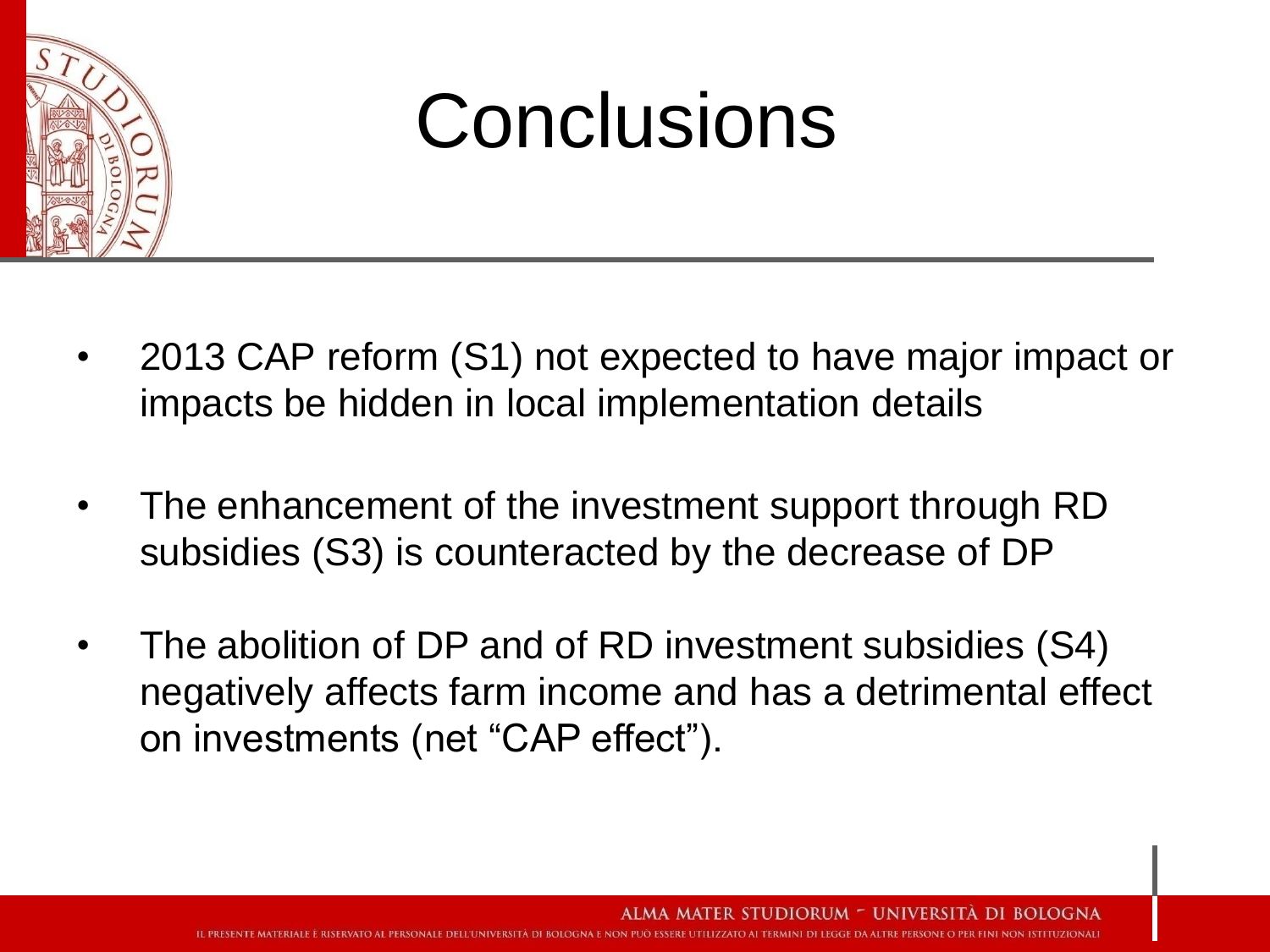# Conclusions

- 2013 CAP reform (S1) not expected to have major impact or impacts be hidden in local implementation details
- The enhancement of the investment support through RD subsidies (S3) is counteracted by the decrease of DP
- The abolition of DP and of RD investment subsidies (S4) negatively affects farm income and has a detrimental effect on investments (net “CAP effect”).